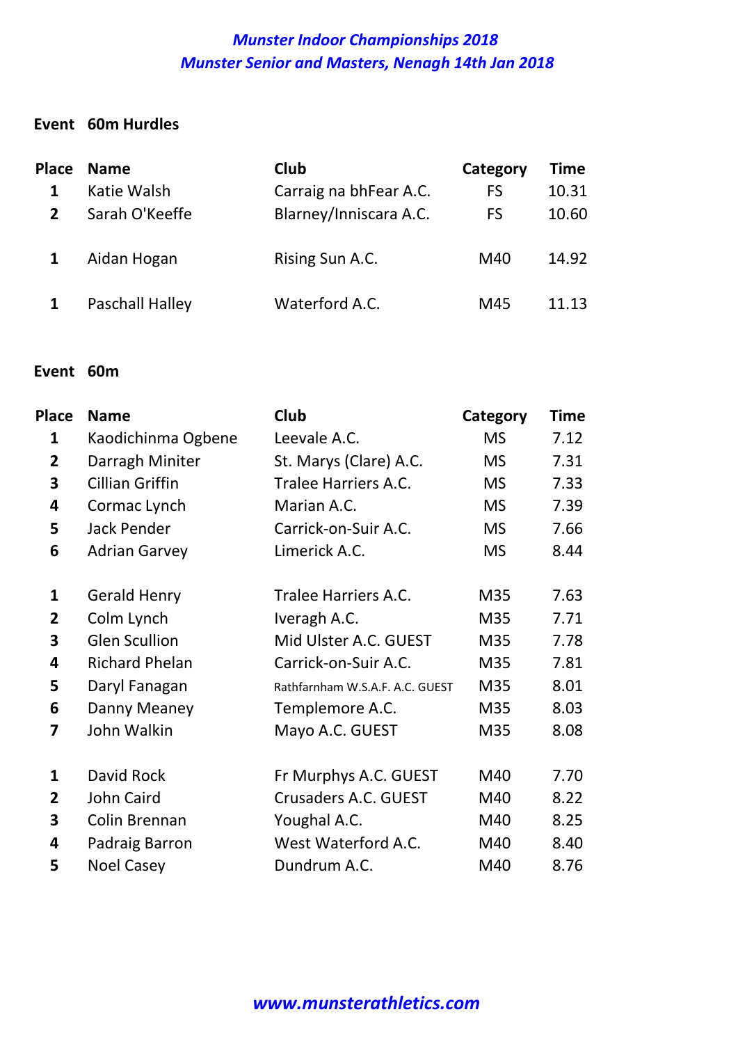# *Munster Indoor Championships 2018*
## *Munster Senior and Masters, Nenagh 14th Jan 2018*

**Event 60m Hurdles**

| Place | Name | Club | Category | Time |
|---|---|---|---|---|
| 1 | Katie Walsh | Carraig na bhFear A.C. | FS | 10.31 |
| 2 | Sarah O'Keeffe | Blarney/Inniscara A.C. | FS | 10.60 |
| | | | | |
| 1 | Aidan Hogan | Rising Sun A.C. | M40 | 14.92 |
| | | | | |
| 1 | Paschall Halley | Waterford A.C. | M45 | 11.13 |

**Event 60m**

| Place | Name | Club | Category | Time |
|---|---|---|---|---|
| 1 | Kaodichinma Ogbene | Leevale A.C. | MS | 7.12 |
| 2 | Darragh Miniter | St. Marys (Clare) A.C. | MS | 7.31 |
| 3 | Cillian Griffin | Tralee Harriers A.C. | MS | 7.33 |
| 4 | Cormac Lynch | Marian A.C. | MS | 7.39 |
| 5 | Jack Pender | Carrick-on-Suir A.C. | MS | 7.66 |
| 6 | Adrian Garvey | Limerick A.C. | MS | 8.44 |
| | | | | |
| 1 | Gerald Henry | Tralee Harriers A.C. | M35 | 7.63 |
| 2 | Colm Lynch | Iveragh A.C. | M35 | 7.71 |
| 3 | Glen Scullion | Mid Ulster A.C. GUEST | M35 | 7.78 |
| 4 | Richard Phelan | Carrick-on-Suir A.C. | M35 | 7.81 |
| 5 | Daryl Fanagan | Rathfarnham W.S.A.F. A.C. GUEST | M35 | 8.01 |
| 6 | Danny Meaney | Templemore A.C. | M35 | 8.03 |
| 7 | John Walkin | Mayo A.C. GUEST | M35 | 8.08 |
| | | | | |
| 1 | David Rock | Fr Murphys A.C. GUEST | M40 | 7.70 |
| 2 | John Caird | Crusaders A.C. GUEST | M40 | 8.22 |
| 3 | Colin Brennan | Youghal A.C. | M40 | 8.25 |
| 4 | Padraig Barron | West Waterford A.C. | M40 | 8.40 |
| 5 | Noel Casey | Dundrum A.C. | M40 | 8.76 |

*www.munsterathletics.com*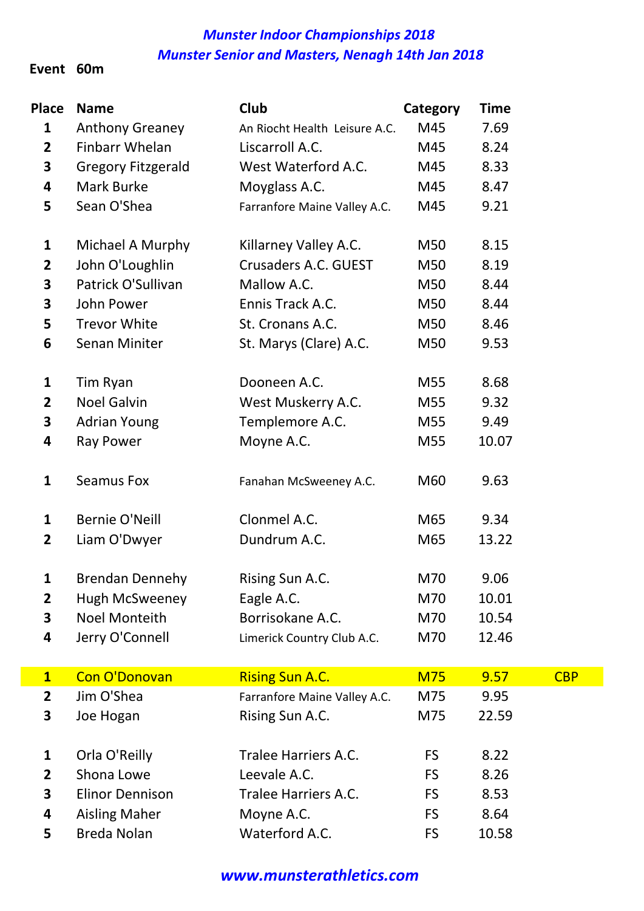*Munster Indoor Championships 2018*

*Munster Senior and Masters, Nenagh 14th Jan 2018*

**Event 60m**

| Place | Name | Club | Category | Time | |
|---|---|---|---|---|---|
| 1 | Anthony Greaney | An Riocht Health Leisure A.C. | M45 | 7.69 | |
| 2 | Finbarr Whelan | Liscarroll A.C. | M45 | 8.24 | |
| 3 | Gregory Fitzgerald | West Waterford A.C. | M45 | 8.33 | |
| 4 | Mark Burke | Moyglass A.C. | M45 | 8.47 | |
| 5 | Sean O'Shea | Farranfore Maine Valley A.C. | M45 | 9.21 | |
| | | | | | |
| 1 | Michael A Murphy | Killarney Valley A.C. | M50 | 8.15 | |
| 2 | John O'Loughlin | Crusaders A.C. GUEST | M50 | 8.19 | |
| 3 | Patrick O'Sullivan | Mallow A.C. | M50 | 8.44 | |
| 3 | John Power | Ennis Track A.C. | M50 | 8.44 | |
| 5 | Trevor White | St. Cronans A.C. | M50 | 8.46 | |
| 6 | Senan Miniter | St. Marys (Clare) A.C. | M50 | 9.53 | |
| | | | | | |
| 1 | Tim Ryan | Dooneen A.C. | M55 | 8.68 | |
| 2 | Noel Galvin | West Muskerry A.C. | M55 | 9.32 | |
| 3 | Adrian Young | Templemore A.C. | M55 | 9.49 | |
| 4 | Ray Power | Moyne A.C. | M55 | 10.07 | |
| | | | | | |
| 1 | Seamus Fox | Fanahan McSweeney A.C. | M60 | 9.63 | |
| | | | | | |
| 1 | Bernie O'Neill | Clonmel A.C. | M65 | 9.34 | |
| 2 | Liam O'Dwyer | Dundrum A.C. | M65 | 13.22 | |
| | | | | | |
| 1 | Brendan Dennehy | Rising Sun A.C. | M70 | 9.06 | |
| 2 | Hugh McSweeney | Eagle A.C. | M70 | 10.01 | |
| 3 | Noel Monteith | Borrisokane A.C. | M70 | 10.54 | |
| 4 | Jerry O'Connell | Limerick Country Club A.C. | M70 | 12.46 | |
| | | | | | |
| 1 | Con O'Donovan | Rising Sun A.C. | M75 | 9.57 | CBP |
| 2 | Jim O'Shea | Farranfore Maine Valley A.C. | M75 | 9.95 | |
| 3 | Joe Hogan | Rising Sun A.C. | M75 | 22.59 | |
| | | | | | |
| 1 | Orla O'Reilly | Tralee Harriers A.C. | FS | 8.22 | |
| 2 | Shona Lowe | Leevale A.C. | FS | 8.26 | |
| 3 | Elinor Dennison | Tralee Harriers A.C. | FS | 8.53 | |
| 4 | Aisling Maher | Moyne A.C. | FS | 8.64 | |
| 5 | Breda Nolan | Waterford A.C. | FS | 10.58 | |

*www.munsterathletics.com*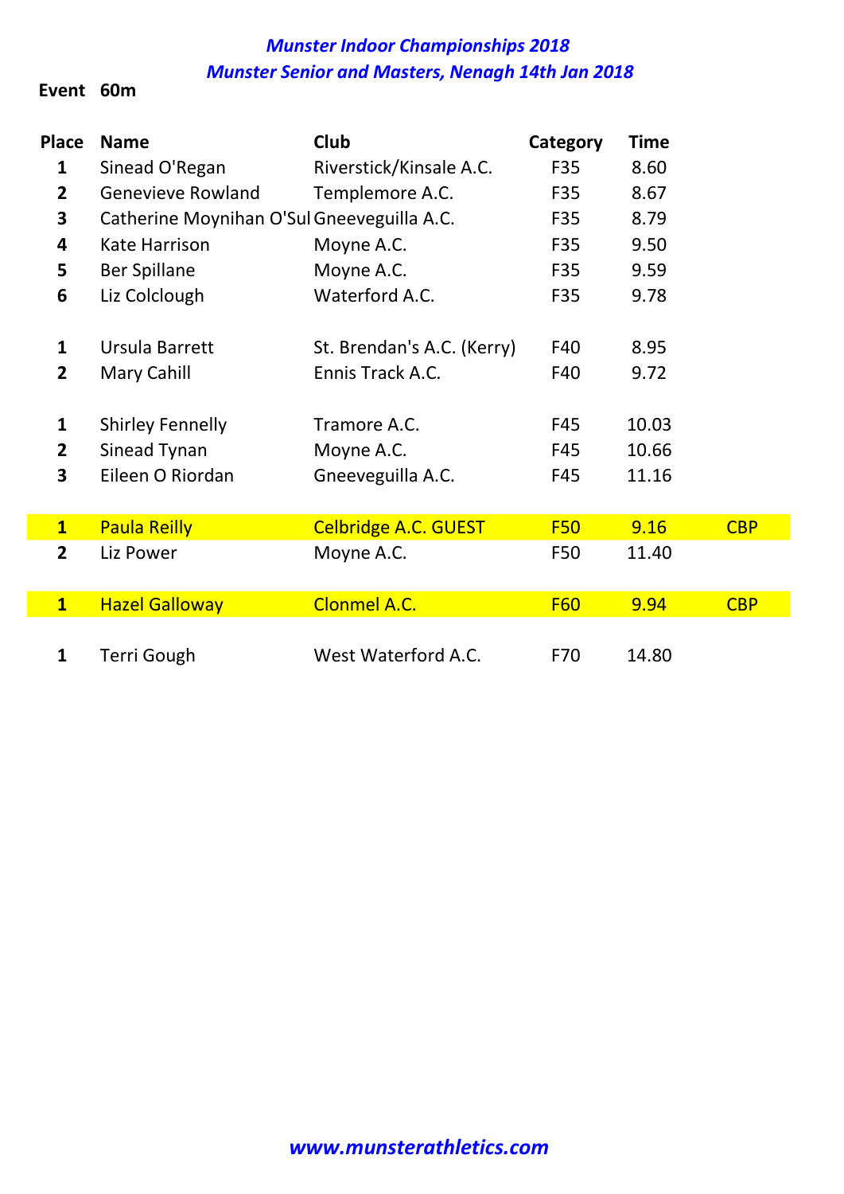*Munster Indoor Championships 2018*

*Munster Senior and Masters, Nenagh 14th Jan 2018*

**Event 60m**

| Place | Name | Club | Category | Time | |
|---|---|---|---|---|---|
| 1 | Sinead O'Regan | Riverstick/Kinsale A.C. | F35 | 8.60 | |
| 2 | Genevieve Rowland | Templemore A.C. | F35 | 8.67 | |
| 3 | Catherine Moynihan O'Sul | Gneeveguilla A.C. | F35 | 8.79 | |
| 4 | Kate Harrison | Moyne A.C. | F35 | 9.50 | |
| 5 | Ber Spillane | Moyne A.C. | F35 | 9.59 | |
| 6 | Liz Colclough | Waterford A.C. | F35 | 9.78 | |
| | | | | | |
| 1 | Ursula Barrett | St. Brendan's A.C. (Kerry) | F40 | 8.95 | |
| 2 | Mary Cahill | Ennis Track A.C. | F40 | 9.72 | |
| | | | | | |
| 1 | Shirley Fennelly | Tramore A.C. | F45 | 10.03 | |
| 2 | Sinead Tynan | Moyne A.C. | F45 | 10.66 | |
| 3 | Eileen O Riordan | Gneeveguilla A.C. | F45 | 11.16 | |
| | | | | | |
| 1 | Paula Reilly | Celbridge A.C. GUEST | F50 | 9.16 | CBP |
| 2 | Liz Power | Moyne A.C. | F50 | 11.40 | |
| | | | | | |
| 1 | Hazel Galloway | Clonmel A.C. | F60 | 9.94 | CBP |
| | | | | | |
| 1 | Terri Gough | West Waterford A.C. | F70 | 14.80 | |

*www.munsterathletics.com*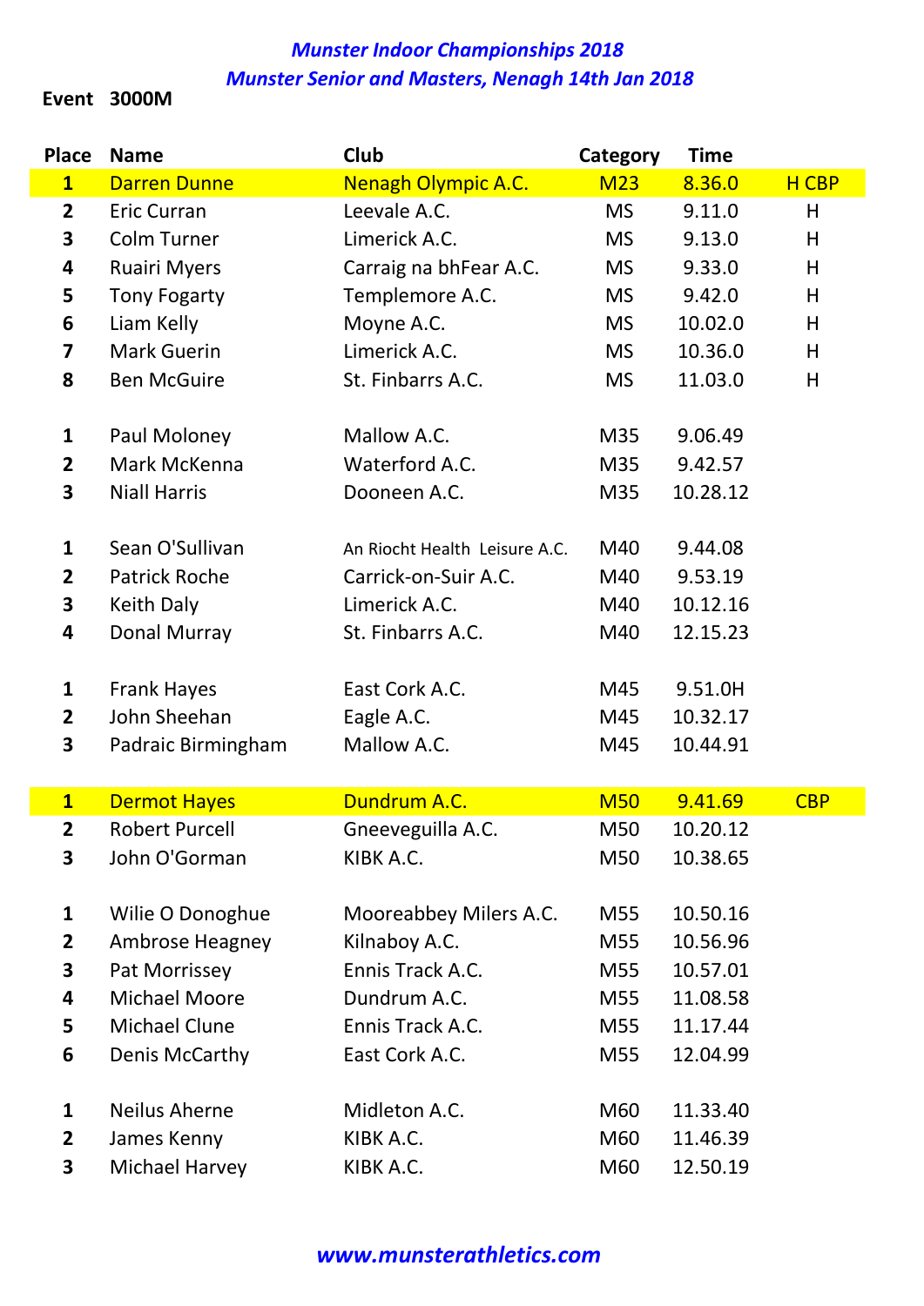# *Munster Indoor Championships 2018*
## *Munster Senior and Masters, Nenagh 14th Jan 2018*

**Event 3000M**

| Place | Name | Club | Category | Time | |
|---|---|---|---|---|---|
| 1 | Darren Dunne | Nenagh Olympic A.C. | M23 | 8.36.0 | H CBP |
| 2 | Eric Curran | Leevale A.C. | MS | 9.11.0 | H |
| 3 | Colm Turner | Limerick A.C. | MS | 9.13.0 | H |
| 4 | Ruairi Myers | Carraig na bhFear A.C. | MS | 9.33.0 | H |
| 5 | Tony Fogarty | Templemore A.C. | MS | 9.42.0 | H |
| 6 | Liam Kelly | Moyne A.C. | MS | 10.02.0 | H |
| 7 | Mark Guerin | Limerick A.C. | MS | 10.36.0 | H |
| 8 | Ben McGuire | St. Finbarrs A.C. | MS | 11.03.0 | H |
| | | | | | |
| 1 | Paul Moloney | Mallow A.C. | M35 | 9.06.49 | |
| 2 | Mark McKenna | Waterford A.C. | M35 | 9.42.57 | |
| 3 | Niall Harris | Dooneen A.C. | M35 | 10.28.12 | |
| | | | | | |
| 1 | Sean O'Sullivan | An Riocht Health Leisure A.C. | M40 | 9.44.08 | |
| 2 | Patrick Roche | Carrick-on-Suir A.C. | M40 | 9.53.19 | |
| 3 | Keith Daly | Limerick A.C. | M40 | 10.12.16 | |
| 4 | Donal Murray | St. Finbarrs A.C. | M40 | 12.15.23 | |
| | | | | | |
| 1 | Frank Hayes | East Cork A.C. | M45 | 9.51.0H | |
| 2 | John Sheehan | Eagle A.C. | M45 | 10.32.17 | |
| 3 | Padraic Birmingham | Mallow A.C. | M45 | 10.44.91 | |
| | | | | | |
| 1 | Dermot Hayes | Dundrum A.C. | M50 | 9.41.69 | CBP |
| 2 | Robert Purcell | Gneeveguilla A.C. | M50 | 10.20.12 | |
| 3 | John O'Gorman | KIBK A.C. | M50 | 10.38.65 | |
| | | | | | |
| 1 | Wilie O Donoghue | Mooreabbey Milers A.C. | M55 | 10.50.16 | |
| 2 | Ambrose Heagney | Kilnaboy A.C. | M55 | 10.56.96 | |
| 3 | Pat Morrissey | Ennis Track A.C. | M55 | 10.57.01 | |
| 4 | Michael Moore | Dundrum A.C. | M55 | 11.08.58 | |
| 5 | Michael Clune | Ennis Track A.C. | M55 | 11.17.44 | |
| 6 | Denis McCarthy | East Cork A.C. | M55 | 12.04.99 | |
| | | | | | |
| 1 | Neilus Aherne | Midleton A.C. | M60 | 11.33.40 | |
| 2 | James Kenny | KIBK A.C. | M60 | 11.46.39 | |
| 3 | Michael Harvey | KIBK A.C. | M60 | 12.50.19 | |

*www.munsterathletics.com*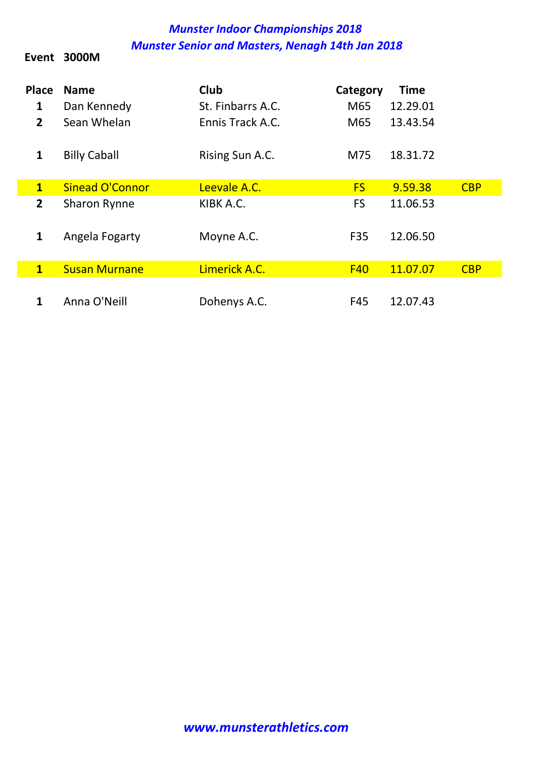## *Munster Indoor Championships 2018*

## *Munster Senior and Masters, Nenagh 14th Jan 2018*

**Event 3000M**

| Place | Name | Club | Category | Time | |
|---|---|---|---|---|---|
| 1 | Dan Kennedy | St. Finbarrs A.C. | M65 | 12.29.01 | |
| 2 | Sean Whelan | Ennis Track A.C. | M65 | 13.43.54 | |
| | | | | | |
| 1 | Billy Caball | Rising Sun A.C. | M75 | 18.31.72 | |
| | | | | | |
| 1 | Sinead O'Connor | Leevale A.C. | FS | 9.59.38 | CBP |
| 2 | Sharon Rynne | KIBK A.C. | FS | 11.06.53 | |
| | | | | | |
| 1 | Angela Fogarty | Moyne A.C. | F35 | 12.06.50 | |
| | | | | | |
| 1 | Susan Murnane | Limerick A.C. | F40 | 11.07.07 | CBP |
| | | | | | |
| 1 | Anna O'Neill | Dohenys A.C. | F45 | 12.07.43 | |

*www.munsterathletics.com*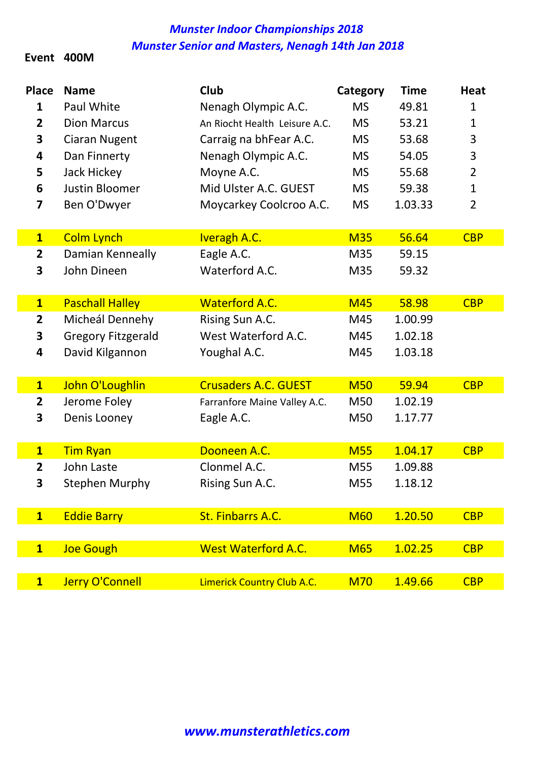***Munster Indoor Championships 2018***

***Munster Senior and Masters, Nenagh 14th Jan 2018***

**Event 400M**

| Place | Name | Club | Category | Time | Heat |
|---|---|---|---|---|---|
| 1 | Paul White | Nenagh Olympic A.C. | MS | 49.81 | 1 |
| 2 | Dion Marcus | An Riocht Health Leisure A.C. | MS | 53.21 | 1 |
| 3 | Ciaran Nugent | Carraig na bhFear A.C. | MS | 53.68 | 3 |
| 4 | Dan Finnerty | Nenagh Olympic A.C. | MS | 54.05 | 3 |
| 5 | Jack Hickey | Moyne A.C. | MS | 55.68 | 2 |
| 6 | Justin Bloomer | Mid Ulster A.C. GUEST | MS | 59.38 | 1 |
| 7 | Ben O'Dwyer | Moycarkey Coolcroo A.C. | MS | 1.03.33 | 2 |
| | | | | | |
| 1 | Colm Lynch | Iveragh A.C. | M35 | 56.64 | CBP |
| 2 | Damian Kenneally | Eagle A.C. | M35 | 59.15 | |
| 3 | John Dineen | Waterford A.C. | M35 | 59.32 | |
| | | | | | |
| 1 | Paschall Halley | Waterford A.C. | M45 | 58.98 | CBP |
| 2 | Micheál Dennehy | Rising Sun A.C. | M45 | 1.00.99 | |
| 3 | Gregory Fitzgerald | West Waterford A.C. | M45 | 1.02.18 | |
| 4 | David Kilgannon | Youghal A.C. | M45 | 1.03.18 | |
| | | | | | |
| 1 | John O'Loughlin | Crusaders A.C. GUEST | M50 | 59.94 | CBP |
| 2 | Jerome Foley | Farranfore Maine Valley A.C. | M50 | 1.02.19 | |
| 3 | Denis Looney | Eagle A.C. | M50 | 1.17.77 | |
| | | | | | |
| 1 | Tim Ryan | Dooneen A.C. | M55 | 1.04.17 | CBP |
| 2 | John Laste | Clonmel A.C. | M55 | 1.09.88 | |
| 3 | Stephen Murphy | Rising Sun A.C. | M55 | 1.18.12 | |
| | | | | | |
| 1 | Eddie Barry | St. Finbarrs A.C. | M60 | 1.20.50 | CBP |
| | | | | | |
| 1 | Joe Gough | West Waterford A.C. | M65 | 1.02.25 | CBP |
| | | | | | |
| 1 | Jerry O'Connell | Limerick Country Club A.C. | M70 | 1.49.66 | CBP |

***www.munsterathletics.com***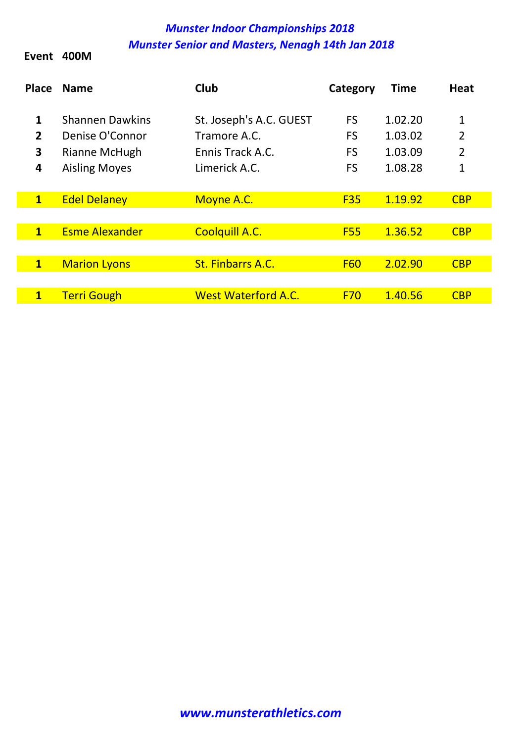*Munster Indoor Championships 2018*

*Munster Senior and Masters, Nenagh 14th Jan 2018*

**Event 400M**

| Place | Name | Club | Category | Time | Heat |
|---|---|---|---|---|---|
| 1 | Shannen Dawkins | St. Joseph's A.C. GUEST | FS | 1.02.20 | 1 |
| 2 | Denise O'Connor | Tramore A.C. | FS | 1.03.02 | 2 |
| 3 | Rianne McHugh | Ennis Track A.C. | FS | 1.03.09 | 2 |
| 4 | Aisling Moyes | Limerick A.C. | FS | 1.08.28 | 1 |
| | | | | | |
| 1 | Edel Delaney | Moyne A.C. | F35 | 1.19.92 | CBP |
| | | | | | |
| 1 | Esme Alexander | Coolquill A.C. | F55 | 1.36.52 | CBP |
| | | | | | |
| 1 | Marion Lyons | St. Finbarrs A.C. | F60 | 2.02.90 | CBP |
| | | | | | |
| 1 | Terri Gough | West Waterford A.C. | F70 | 1.40.56 | CBP |

*www.munsterathletics.com*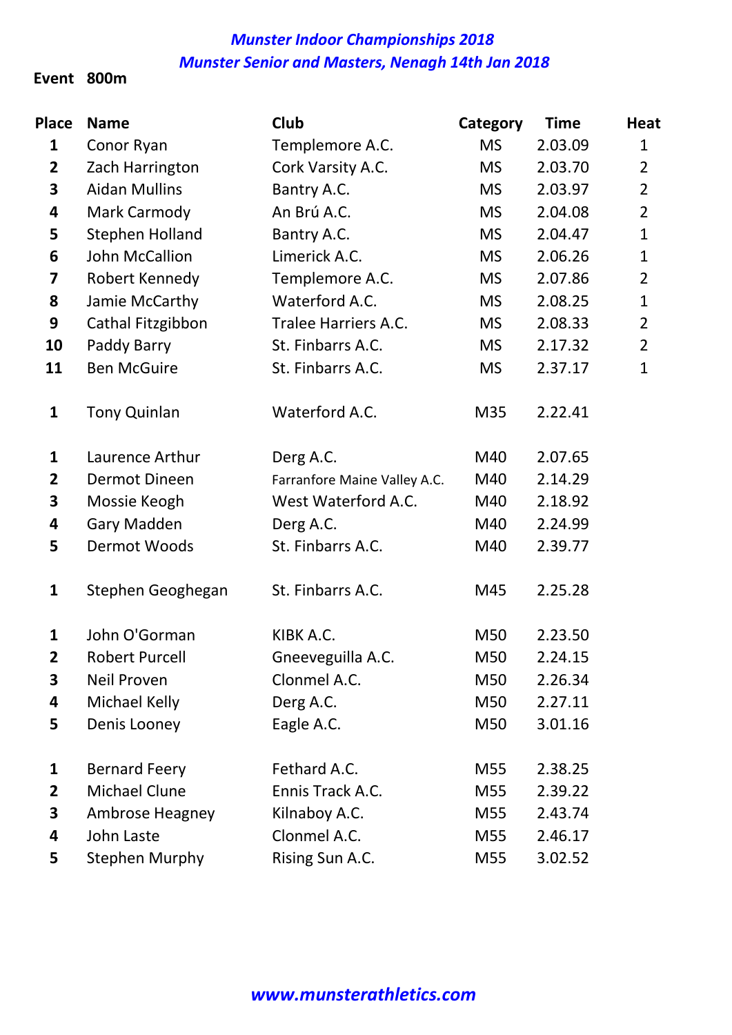## *Munster Indoor Championships 2018*
## *Munster Senior and Masters, Nenagh 14th Jan 2018*

**Event 800m**

| Place | Name | Club | Category | Time | Heat |
|---|---|---|---|---|---|
| **1** | Conor Ryan | Templemore A.C. | MS | 2.03.09 | 1 |
| **2** | Zach Harrington | Cork Varsity A.C. | MS | 2.03.70 | 2 |
| **3** | Aidan Mullins | Bantry A.C. | MS | 2.03.97 | 2 |
| **4** | Mark Carmody | An Brú A.C. | MS | 2.04.08 | 2 |
| **5** | Stephen Holland | Bantry A.C. | MS | 2.04.47 | 1 |
| **6** | John McCallion | Limerick A.C. | MS | 2.06.26 | 1 |
| **7** | Robert Kennedy | Templemore A.C. | MS | 2.07.86 | 2 |
| **8** | Jamie McCarthy | Waterford A.C. | MS | 2.08.25 | 1 |
| **9** | Cathal Fitzgibbon | Tralee Harriers A.C. | MS | 2.08.33 | 2 |
| **10** | Paddy Barry | St. Finbarrs A.C. | MS | 2.17.32 | 2 |
| **11** | Ben McGuire | St. Finbarrs A.C. | MS | 2.37.17 | 1 |
| | | | | | |
| **1** | Tony Quinlan | Waterford A.C. | M35 | 2.22.41 | |
| | | | | | |
| **1** | Laurence Arthur | Derg A.C. | M40 | 2.07.65 | |
| **2** | Dermot Dineen | Farranfore Maine Valley A.C. | M40 | 2.14.29 | |
| **3** | Mossie Keogh | West Waterford A.C. | M40 | 2.18.92 | |
| **4** | Gary Madden | Derg A.C. | M40 | 2.24.99 | |
| **5** | Dermot Woods | St. Finbarrs A.C. | M40 | 2.39.77 | |
| | | | | | |
| **1** | Stephen Geoghegan | St. Finbarrs A.C. | M45 | 2.25.28 | |
| | | | | | |
| **1** | John O'Gorman | KIBK A.C. | M50 | 2.23.50 | |
| **2** | Robert Purcell | Gneeveguilla A.C. | M50 | 2.24.15 | |
| **3** | Neil Proven | Clonmel A.C. | M50 | 2.26.34 | |
| **4** | Michael Kelly | Derg A.C. | M50 | 2.27.11 | |
| **5** | Denis Looney | Eagle A.C. | M50 | 3.01.16 | |
| | | | | | |
| **1** | Bernard Feery | Fethard A.C. | M55 | 2.38.25 | |
| **2** | Michael Clune | Ennis Track A.C. | M55 | 2.39.22 | |
| **3** | Ambrose Heagney | Kilnaboy A.C. | M55 | 2.43.74 | |
| **4** | John Laste | Clonmel A.C. | M55 | 2.46.17 | |
| **5** | Stephen Murphy | Rising Sun A.C. | M55 | 3.02.52 | |

*www.munsterathletics.com*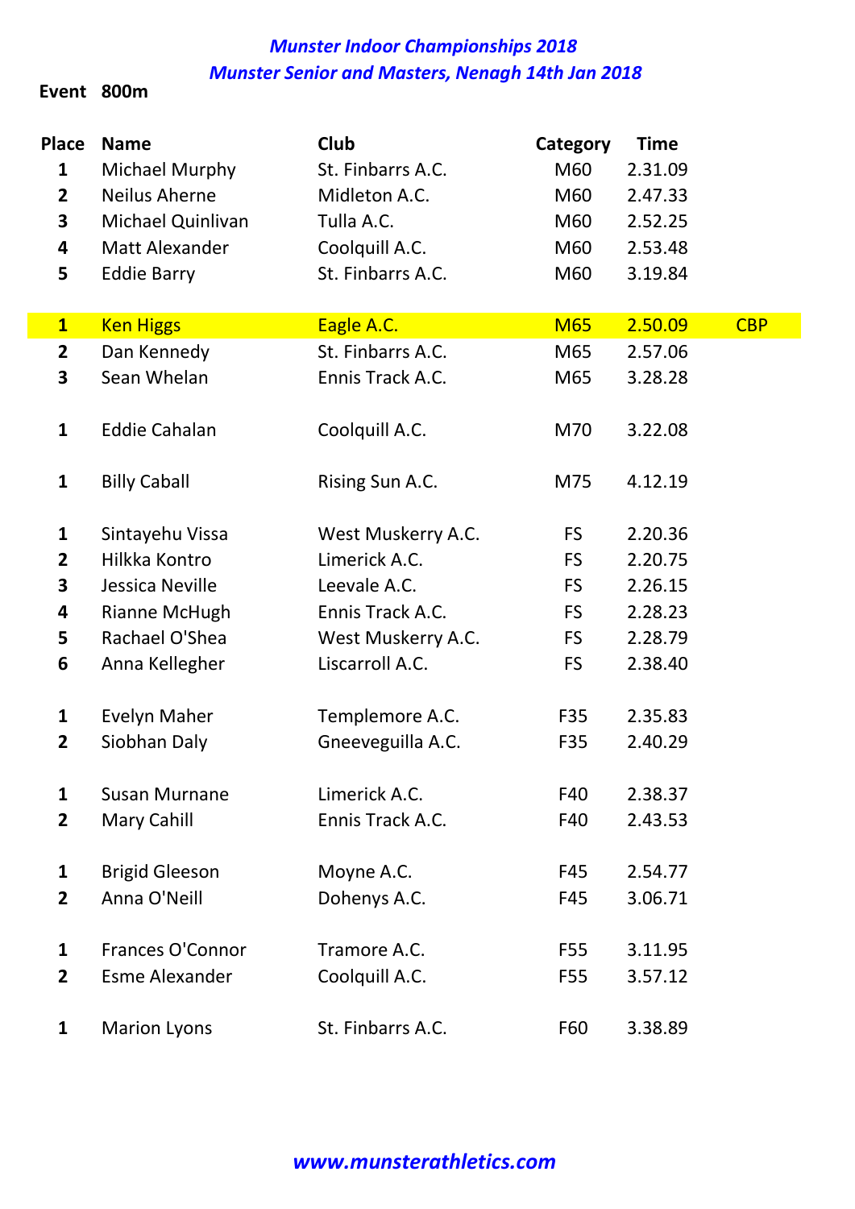***Munster Indoor Championships 2018***

***Munster Senior and Masters, Nenagh 14th Jan 2018***

**Event 800m**

| Place | Name | Club | Category | Time | |
|---|---|---|---|---|---|
| 1 | Michael Murphy | St. Finbarrs A.C. | M60 | 2.31.09 | |
| 2 | Neilus Aherne | Midleton A.C. | M60 | 2.47.33 | |
| 3 | Michael Quinlivan | Tulla A.C. | M60 | 2.52.25 | |
| 4 | Matt Alexander | Coolquill A.C. | M60 | 2.53.48 | |
| 5 | Eddie Barry | St. Finbarrs A.C. | M60 | 3.19.84 | |
| | | | | | |
| 1 | Ken Higgs | Eagle A.C. | M65 | 2.50.09 | CBP |
| 2 | Dan Kennedy | St. Finbarrs A.C. | M65 | 2.57.06 | |
| 3 | Sean Whelan | Ennis Track A.C. | M65 | 3.28.28 | |
| | | | | | |
| 1 | Eddie Cahalan | Coolquill A.C. | M70 | 3.22.08 | |
| | | | | | |
| 1 | Billy Caball | Rising Sun A.C. | M75 | 4.12.19 | |
| | | | | | |
| 1 | Sintayehu Vissa | West Muskerry A.C. | FS | 2.20.36 | |
| 2 | Hilkka Kontro | Limerick A.C. | FS | 2.20.75 | |
| 3 | Jessica Neville | Leevale A.C. | FS | 2.26.15 | |
| 4 | Rianne McHugh | Ennis Track A.C. | FS | 2.28.23 | |
| 5 | Rachael O'Shea | West Muskerry A.C. | FS | 2.28.79 | |
| 6 | Anna Kellegher | Liscarroll A.C. | FS | 2.38.40 | |
| | | | | | |
| 1 | Evelyn Maher | Templemore A.C. | F35 | 2.35.83 | |
| 2 | Siobhan Daly | Gneeveguilla A.C. | F35 | 2.40.29 | |
| | | | | | |
| 1 | Susan Murnane | Limerick A.C. | F40 | 2.38.37 | |
| 2 | Mary Cahill | Ennis Track A.C. | F40 | 2.43.53 | |
| | | | | | |
| 1 | Brigid Gleeson | Moyne A.C. | F45 | 2.54.77 | |
| 2 | Anna O'Neill | Dohenys A.C. | F45 | 3.06.71 | |
| | | | | | |
| 1 | Frances O'Connor | Tramore A.C. | F55 | 3.11.95 | |
| 2 | Esme Alexander | Coolquill A.C. | F55 | 3.57.12 | |
| | | | | | |
| 1 | Marion Lyons | St. Finbarrs A.C. | F60 | 3.38.89 | |

***www.munsterathletics.com***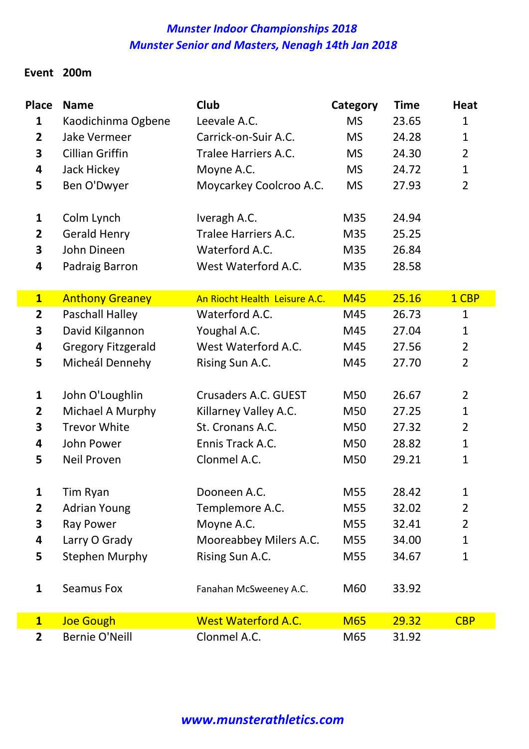*Munster Indoor Championships 2018*

*Munster Senior and Masters, Nenagh 14th Jan 2018*

**Event 200m**

| Place | Name | Club | Category | Time | Heat |
|---|---|---|---|---|---|
| 1 | Kaodichinma Ogbene | Leevale A.C. | MS | 23.65 | 1 |
| 2 | Jake Vermeer | Carrick-on-Suir A.C. | MS | 24.28 | 1 |
| 3 | Cillian Griffin | Tralee Harriers A.C. | MS | 24.30 | 2 |
| 4 | Jack Hickey | Moyne A.C. | MS | 24.72 | 1 |
| 5 | Ben O'Dwyer | Moycarkey Coolcroo A.C. | MS | 27.93 | 2 |
| | | | | | |
| 1 | Colm Lynch | Iveragh A.C. | M35 | 24.94 | |
| 2 | Gerald Henry | Tralee Harriers A.C. | M35 | 25.25 | |
| 3 | John Dineen | Waterford A.C. | M35 | 26.84 | |
| 4 | Padraig Barron | West Waterford A.C. | M35 | 28.58 | |
| | | | | | |
| 1 | Anthony Greaney | An Riocht Health Leisure A.C. | M45 | 25.16 | 1 CBP |
| 2 | Paschall Halley | Waterford A.C. | M45 | 26.73 | 1 |
| 3 | David Kilgannon | Youghal A.C. | M45 | 27.04 | 1 |
| 4 | Gregory Fitzgerald | West Waterford A.C. | M45 | 27.56 | 2 |
| 5 | Micheál Dennehy | Rising Sun A.C. | M45 | 27.70 | 2 |
| | | | | | |
| 1 | John O'Loughlin | Crusaders A.C. GUEST | M50 | 26.67 | 2 |
| 2 | Michael A Murphy | Killarney Valley A.C. | M50 | 27.25 | 1 |
| 3 | Trevor White | St. Cronans A.C. | M50 | 27.32 | 2 |
| 4 | John Power | Ennis Track A.C. | M50 | 28.82 | 1 |
| 5 | Neil Proven | Clonmel A.C. | M50 | 29.21 | 1 |
| | | | | | |
| 1 | Tim Ryan | Dooneen A.C. | M55 | 28.42 | 1 |
| 2 | Adrian Young | Templemore A.C. | M55 | 32.02 | 2 |
| 3 | Ray Power | Moyne A.C. | M55 | 32.41 | 2 |
| 4 | Larry O Grady | Mooreabbey Milers A.C. | M55 | 34.00 | 1 |
| 5 | Stephen Murphy | Rising Sun A.C. | M55 | 34.67 | 1 |
| | | | | | |
| 1 | Seamus Fox | Fanahan McSweeney A.C. | M60 | 33.92 | |
| | | | | | |
| 1 | Joe Gough | West Waterford A.C. | M65 | 29.32 | CBP |
| 2 | Bernie O'Neill | Clonmel A.C. | M65 | 31.92 | |

*www.munsterathletics.com*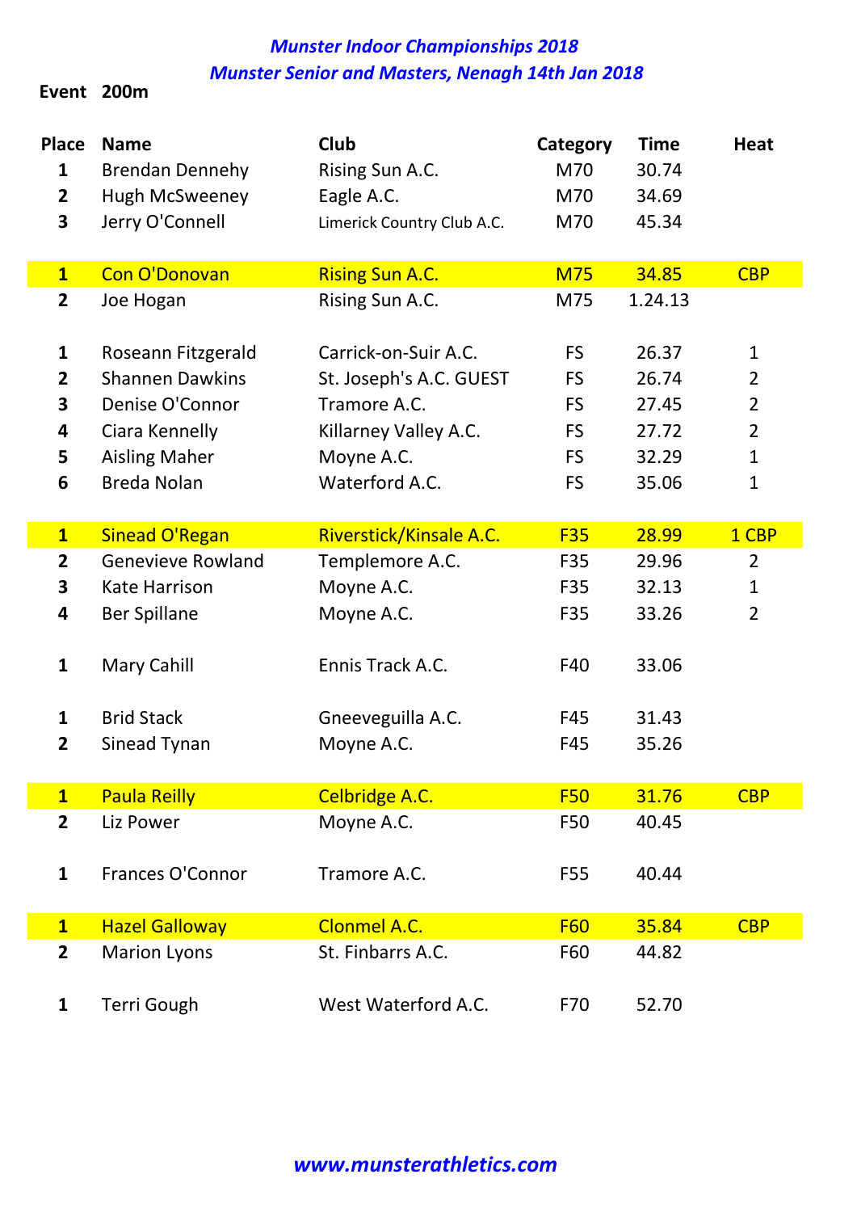# *Munster Indoor Championships 2018*
## *Munster Senior and Masters, Nenagh 14th Jan 2018*

**Event 200m**

| Place | Name | Club | Category | Time | Heat |
|---|---|---|---|---|---|
| 1 | Brendan Dennehy | Rising Sun A.C. | M70 | 30.74 | |
| 2 | Hugh McSweeney | Eagle A.C. | M70 | 34.69 | |
| 3 | Jerry O'Connell | Limerick Country Club A.C. | M70 | 45.34 | |
| | | | | | |
| 1 | Con O'Donovan | Rising Sun A.C. | M75 | 34.85 | CBP |
| 2 | Joe Hogan | Rising Sun A.C. | M75 | 1.24.13 | |
| | | | | | |
| 1 | Roseann Fitzgerald | Carrick-on-Suir A.C. | FS | 26.37 | 1 |
| 2 | Shannen Dawkins | St. Joseph's A.C. GUEST | FS | 26.74 | 2 |
| 3 | Denise O'Connor | Tramore A.C. | FS | 27.45 | 2 |
| 4 | Ciara Kennelly | Killarney Valley A.C. | FS | 27.72 | 2 |
| 5 | Aisling Maher | Moyne A.C. | FS | 32.29 | 1 |
| 6 | Breda Nolan | Waterford A.C. | FS | 35.06 | 1 |
| | | | | | |
| 1 | Sinead O'Regan | Riverstick/Kinsale A.C. | F35 | 28.99 | 1 CBP |
| 2 | Genevieve Rowland | Templemore A.C. | F35 | 29.96 | 2 |
| 3 | Kate Harrison | Moyne A.C. | F35 | 32.13 | 1 |
| 4 | Ber Spillane | Moyne A.C. | F35 | 33.26 | 2 |
| | | | | | |
| 1 | Mary Cahill | Ennis Track A.C. | F40 | 33.06 | |
| | | | | | |
| 1 | Brid Stack | Gneeveguilla A.C. | F45 | 31.43 | |
| 2 | Sinead Tynan | Moyne A.C. | F45 | 35.26 | |
| | | | | | |
| 1 | Paula Reilly | Celbridge A.C. | F50 | 31.76 | CBP |
| 2 | Liz Power | Moyne A.C. | F50 | 40.45 | |
| | | | | | |
| 1 | Frances O'Connor | Tramore A.C. | F55 | 40.44 | |
| | | | | | |
| 1 | Hazel Galloway | Clonmel A.C. | F60 | 35.84 | CBP |
| 2 | Marion Lyons | St. Finbarrs A.C. | F60 | 44.82 | |
| | | | | | |
| 1 | Terri Gough | West Waterford A.C. | F70 | 52.70 | |

*www.munsterathletics.com*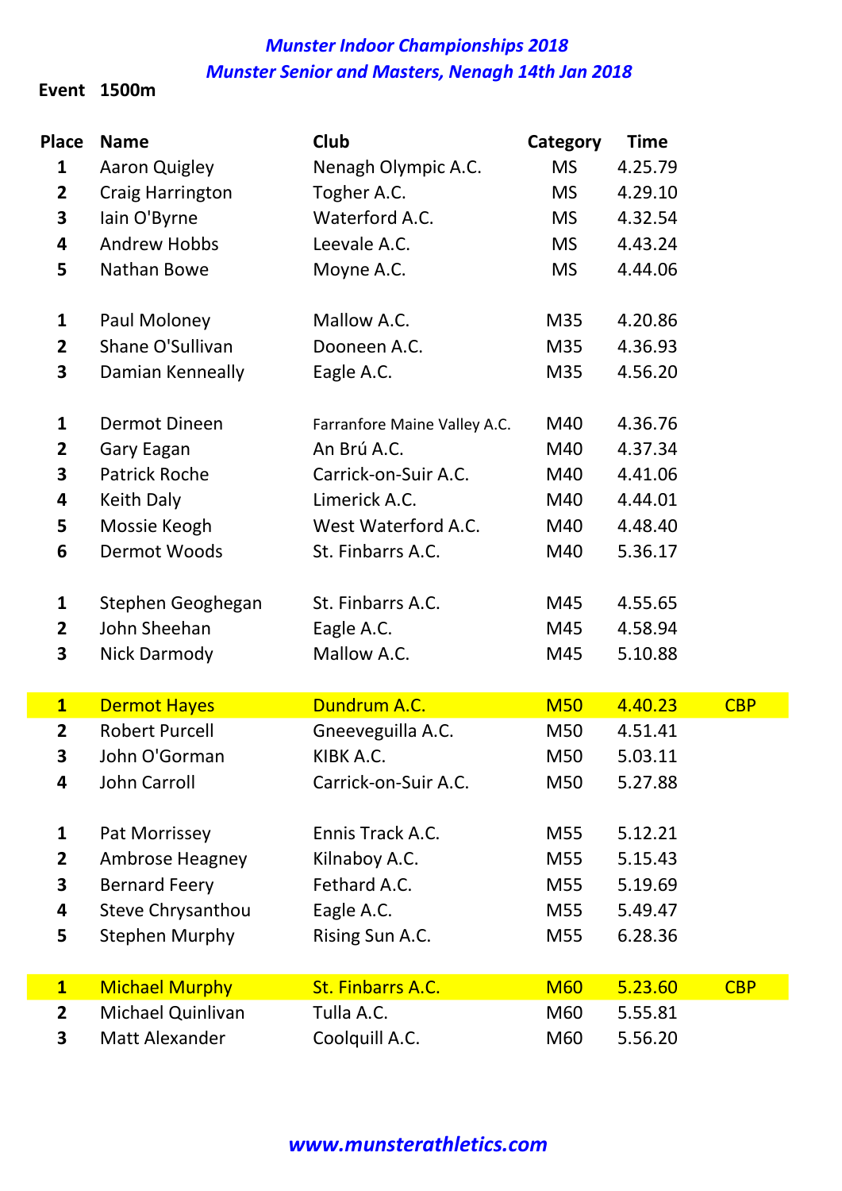*Munster Indoor Championships 2018*

*Munster Senior and Masters, Nenagh 14th Jan 2018*

**Event 1500m**

| Place | Name | Club | Category | Time | |
|---|---|---|---|---|---|
| 1 | Aaron Quigley | Nenagh Olympic A.C. | MS | 4.25.79 | |
| 2 | Craig Harrington | Togher A.C. | MS | 4.29.10 | |
| 3 | Iain O'Byrne | Waterford A.C. | MS | 4.32.54 | |
| 4 | Andrew Hobbs | Leevale A.C. | MS | 4.43.24 | |
| 5 | Nathan Bowe | Moyne A.C. | MS | 4.44.06 | |
| | | | | | |
| 1 | Paul Moloney | Mallow A.C. | M35 | 4.20.86 | |
| 2 | Shane O'Sullivan | Dooneen A.C. | M35 | 4.36.93 | |
| 3 | Damian Kenneally | Eagle A.C. | M35 | 4.56.20 | |
| | | | | | |
| 1 | Dermot Dineen | Farranfore Maine Valley A.C. | M40 | 4.36.76 | |
| 2 | Gary Eagan | An Brú A.C. | M40 | 4.37.34 | |
| 3 | Patrick Roche | Carrick-on-Suir A.C. | M40 | 4.41.06 | |
| 4 | Keith Daly | Limerick A.C. | M40 | 4.44.01 | |
| 5 | Mossie Keogh | West Waterford A.C. | M40 | 4.48.40 | |
| 6 | Dermot Woods | St. Finbarrs A.C. | M40 | 5.36.17 | |
| | | | | | |
| 1 | Stephen Geoghegan | St. Finbarrs A.C. | M45 | 4.55.65 | |
| 2 | John Sheehan | Eagle A.C. | M45 | 4.58.94 | |
| 3 | Nick Darmody | Mallow A.C. | M45 | 5.10.88 | |
| | | | | | |
| 1 | Dermot Hayes | Dundrum A.C. | M50 | 4.40.23 | CBP |
| 2 | Robert Purcell | Gneeveguilla A.C. | M50 | 4.51.41 | |
| 3 | John O'Gorman | KIBK A.C. | M50 | 5.03.11 | |
| 4 | John Carroll | Carrick-on-Suir A.C. | M50 | 5.27.88 | |
| | | | | | |
| 1 | Pat Morrissey | Ennis Track A.C. | M55 | 5.12.21 | |
| 2 | Ambrose Heagney | Kilnaboy A.C. | M55 | 5.15.43 | |
| 3 | Bernard Feery | Fethard A.C. | M55 | 5.19.69 | |
| 4 | Steve Chrysanthou | Eagle A.C. | M55 | 5.49.47 | |
| 5 | Stephen Murphy | Rising Sun A.C. | M55 | 6.28.36 | |
| | | | | | |
| 1 | Michael Murphy | St. Finbarrs A.C. | M60 | 5.23.60 | CBP |
| 2 | Michael Quinlivan | Tulla A.C. | M60 | 5.55.81 | |
| 3 | Matt Alexander | Coolquill A.C. | M60 | 5.56.20 | |

*www.munsterathletics.com*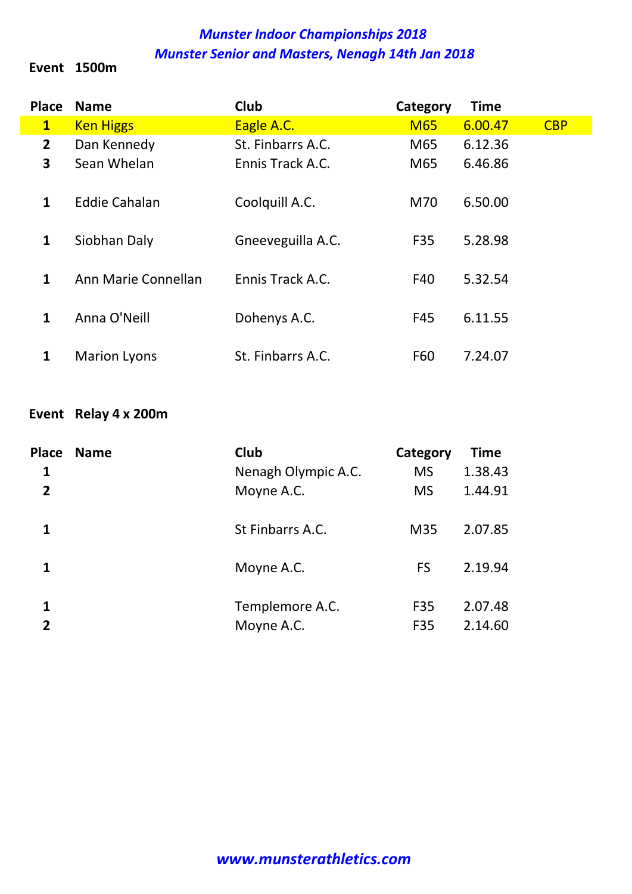# *Munster Indoor Championships 2018*

## *Munster Senior and Masters, Nenagh 14th Jan 2018*

**Event 1500m**

| Place | Name | Club | Category | Time | |
|---|---|---|---|---|---|
| 1 | Ken Higgs | Eagle A.C. | M65 | 6.00.47 | CBP |
| 2 | Dan Kennedy | St. Finbarrs A.C. | M65 | 6.12.36 | |
| 3 | Sean Whelan | Ennis Track A.C. | M65 | 6.46.86 | |
| | | | | | |
| 1 | Eddie Cahalan | Coolquill A.C. | M70 | 6.50.00 | |
| | | | | | |
| 1 | Siobhan Daly | Gneeveguilla A.C. | F35 | 5.28.98 | |
| | | | | | |
| 1 | Ann Marie Connellan | Ennis Track A.C. | F40 | 5.32.54 | |
| | | | | | |
| 1 | Anna O'Neill | Dohenys A.C. | F45 | 6.11.55 | |
| | | | | | |
| 1 | Marion Lyons | St. Finbarrs A.C. | F60 | 7.24.07 | |

**Event Relay 4 x 200m**

| Place | Name | Club | Category | Time |
|---|---|---|---|---|
| 1 | | Nenagh Olympic A.C. | MS | 1.38.43 |
| 2 | | Moyne A.C. | MS | 1.44.91 |
| | | | | |
| 1 | | St Finbarrs A.C. | M35 | 2.07.85 |
| | | | | |
| 1 | | Moyne A.C. | FS | 2.19.94 |
| | | | | |
| 1 | | Templemore A.C. | F35 | 2.07.48 |
| 2 | | Moyne A.C. | F35 | 2.14.60 |

*www.munsterathletics.com*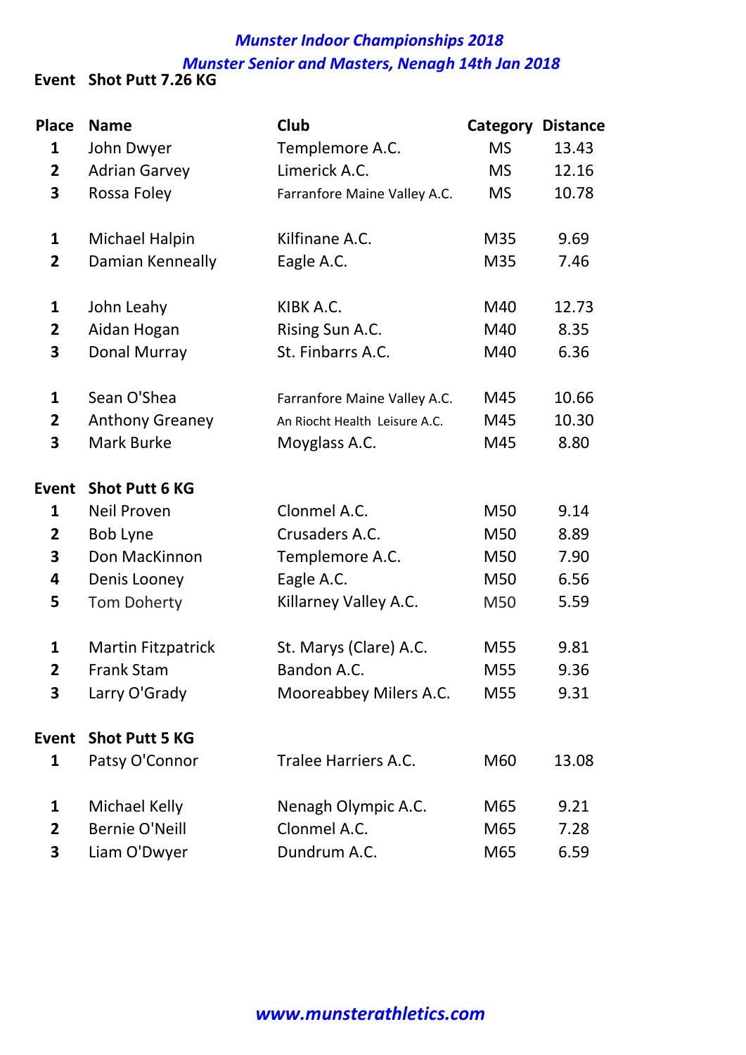***Munster Indoor Championships 2018***

***Munster Senior and Masters, Nenagh 14th Jan 2018***

**Event Shot Putt 7.26 KG**

| Place | Name | Club | Category | Distance |
|---|---|---|---|---|
| 1 | John Dwyer | Templemore A.C. | MS | 13.43 |
| 2 | Adrian Garvey | Limerick A.C. | MS | 12.16 |
| 3 | Rossa Foley | Farranfore Maine Valley A.C. | MS | 10.78 |
| | | | | |
| 1 | Michael Halpin | Kilfinane A.C. | M35 | 9.69 |
| 2 | Damian Kenneally | Eagle A.C. | M35 | 7.46 |
| | | | | |
| 1 | John Leahy | KIBK A.C. | M40 | 12.73 |
| 2 | Aidan Hogan | Rising Sun A.C. | M40 | 8.35 |
| 3 | Donal Murray | St. Finbarrs A.C. | M40 | 6.36 |
| | | | | |
| 1 | Sean O'Shea | Farranfore Maine Valley A.C. | M45 | 10.66 |
| 2 | Anthony Greaney | An Riocht Health Leisure A.C. | M45 | 10.30 |
| 3 | Mark Burke | Moyglass A.C. | M45 | 8.80 |

**Event Shot Putt 6 KG**

| Place | Name | Club | Category | Distance |
|---|---|---|---|---|
| 1 | Neil Proven | Clonmel A.C. | M50 | 9.14 |
| 2 | Bob Lyne | Crusaders A.C. | M50 | 8.89 |
| 3 | Don MacKinnon | Templemore A.C. | M50 | 7.90 |
| 4 | Denis Looney | Eagle A.C. | M50 | 6.56 |
| 5 | Tom Doherty | Killarney Valley A.C. | M50 | 5.59 |
| | | | | |
| 1 | Martin Fitzpatrick | St. Marys (Clare) A.C. | M55 | 9.81 |
| 2 | Frank Stam | Bandon A.C. | M55 | 9.36 |
| 3 | Larry O'Grady | Mooreabbey Milers A.C. | M55 | 9.31 |

**Event Shot Putt 5 KG**

| Place | Name | Club | Category | Distance |
|---|---|---|---|---|
| 1 | Patsy O'Connor | Tralee Harriers A.C. | M60 | 13.08 |
| | | | | |
| 1 | Michael Kelly | Nenagh Olympic A.C. | M65 | 9.21 |
| 2 | Bernie O'Neill | Clonmel A.C. | M65 | 7.28 |
| 3 | Liam O'Dwyer | Dundrum A.C. | M65 | 6.59 |

***www.munsterathletics.com***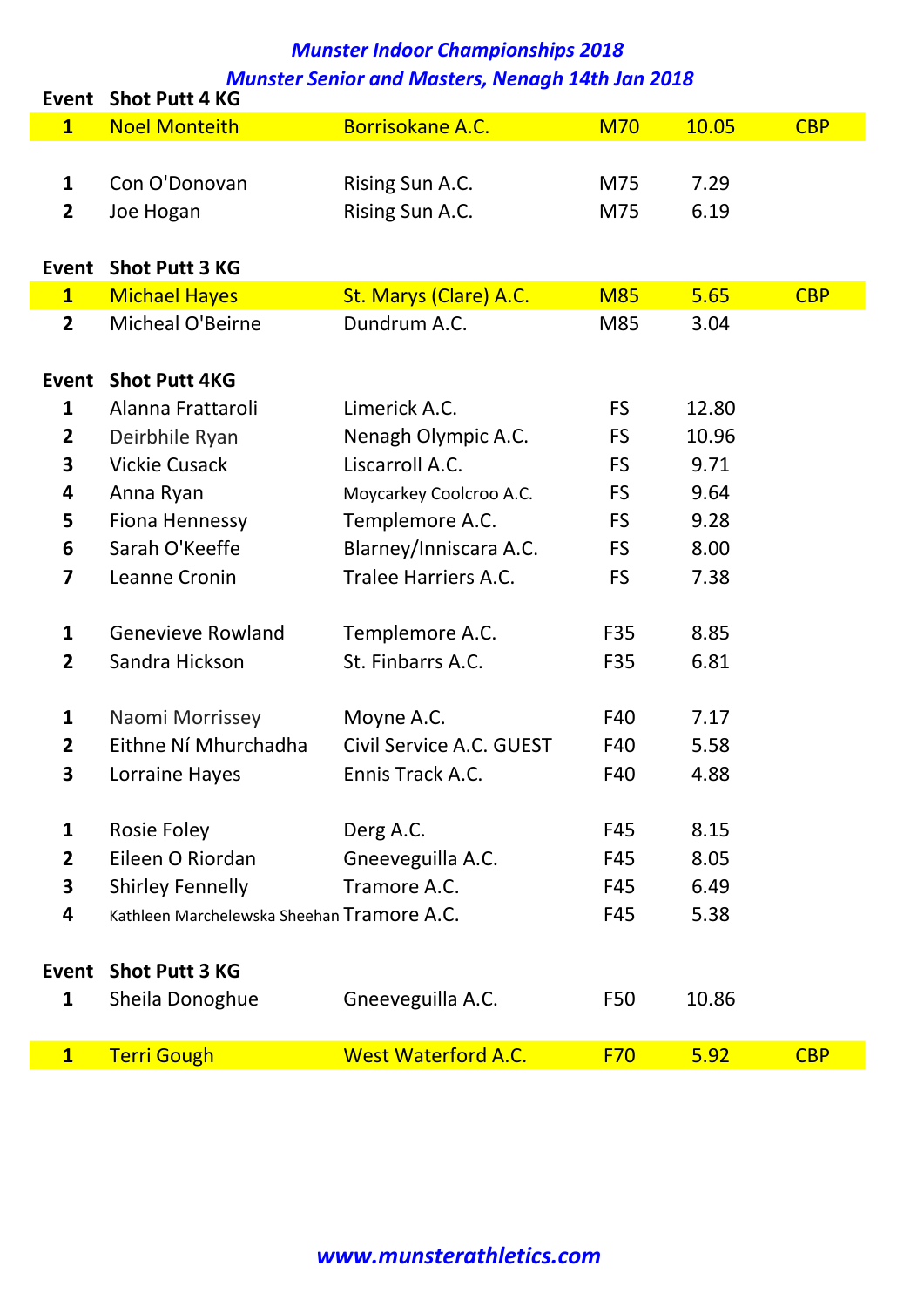*Munster Indoor Championships 2018*

*Munster Senior and Masters, Nenagh 14th Jan 2018*

| Event | Shot Putt 4 KG | | | | |
|---|---|---|---|---|---|
| 1 | Noel Monteith | Borrisokane A.C. | M70 | 10.05 | CBP |
| | | | | | |
| 1 | Con O'Donovan | Rising Sun A.C. | M75 | 7.29 | |
| 2 | Joe Hogan | Rising Sun A.C. | M75 | 6.19 | |
| | | | | | |
| **Event** | **Shot Putt 3 KG** | | | | |
| 1 | Michael Hayes | St. Marys (Clare) A.C. | M85 | 5.65 | CBP |
| 2 | Micheal O'Beirne | Dundrum A.C. | M85 | 3.04 | |
| | | | | | |
| **Event** | **Shot Putt 4KG** | | | | |
| 1 | Alanna Frattaroli | Limerick A.C. | FS | 12.80 | |
| 2 | Deirbhile Ryan | Nenagh Olympic A.C. | FS | 10.96 | |
| 3 | Vickie Cusack | Liscarroll A.C. | FS | 9.71 | |
| 4 | Anna Ryan | Moycarkey Coolcroo A.C. | FS | 9.64 | |
| 5 | Fiona Hennessy | Templemore A.C. | FS | 9.28 | |
| 6 | Sarah O'Keeffe | Blarney/Inniscara A.C. | FS | 8.00 | |
| 7 | Leanne Cronin | Tralee Harriers A.C. | FS | 7.38 | |
| | | | | | |
| 1 | Genevieve Rowland | Templemore A.C. | F35 | 8.85 | |
| 2 | Sandra Hickson | St. Finbarrs A.C. | F35 | 6.81 | |
| | | | | | |
| 1 | Naomi Morrissey | Moyne A.C. | F40 | 7.17 | |
| 2 | Eithne Ní Mhurchadha | Civil Service A.C. GUEST | F40 | 5.58 | |
| 3 | Lorraine Hayes | Ennis Track A.C. | F40 | 4.88 | |
| | | | | | |
| 1 | Rosie Foley | Derg A.C. | F45 | 8.15 | |
| 2 | Eileen O Riordan | Gneeveguilla A.C. | F45 | 8.05 | |
| 3 | Shirley Fennelly | Tramore A.C. | F45 | 6.49 | |
| 4 | Kathleen Marchelewska Sheehan | Tramore A.C. | F45 | 5.38 | |
| | | | | | |
| **Event** | **Shot Putt 3 KG** | | | | |
| 1 | Sheila Donoghue | Gneeveguilla A.C. | F50 | 10.86 | |
| | | | | | |
| 1 | Terri Gough | West Waterford A.C. | F70 | 5.92 | CBP |

*www.munsterathletics.com*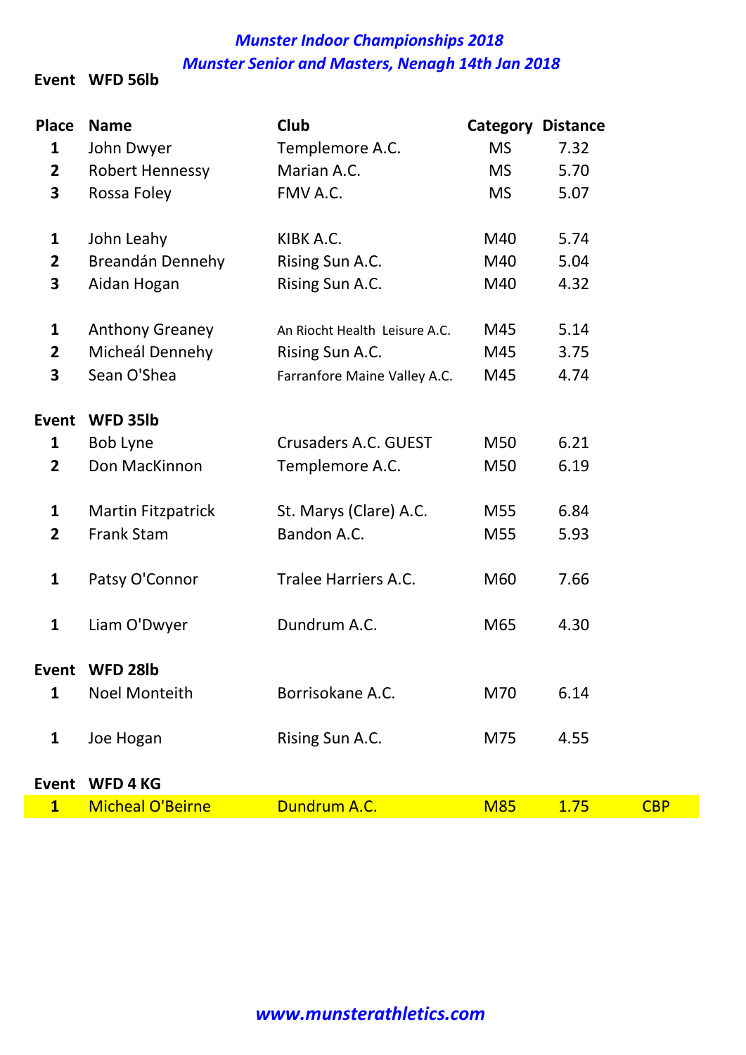*Munster Indoor Championships 2018*

*Munster Senior and Masters, Nenagh 14th Jan 2018*

**Event WFD 56lb**

| Place | Name | Club | Category | Distance | |
|---|---|---|---|---|---|
| 1 | John Dwyer | Templemore A.C. | MS | 7.32 | |
| 2 | Robert Hennessy | Marian A.C. | MS | 5.70 | |
| 3 | Rossa Foley | FMV A.C. | MS | 5.07 | |
| | | | | | |
| 1 | John Leahy | KIBK A.C. | M40 | 5.74 | |
| 2 | Breandán Dennehy | Rising Sun A.C. | M40 | 5.04 | |
| 3 | Aidan Hogan | Rising Sun A.C. | M40 | 4.32 | |
| | | | | | |
| 1 | Anthony Greaney | An Riocht Health Leisure A.C. | M45 | 5.14 | |
| 2 | Micheál Dennehy | Rising Sun A.C. | M45 | 3.75 | |
| 3 | Sean O'Shea | Farranfore Maine Valley A.C. | M45 | 4.74 | |
| **Event** | **WFD 35lb** | | | | |
| 1 | Bob Lyne | Crusaders A.C. GUEST | M50 | 6.21 | |
| 2 | Don MacKinnon | Templemore A.C. | M50 | 6.19 | |
| | | | | | |
| 1 | Martin Fitzpatrick | St. Marys (Clare) A.C. | M55 | 6.84 | |
| 2 | Frank Stam | Bandon A.C. | M55 | 5.93 | |
| | | | | | |
| 1 | Patsy O'Connor | Tralee Harriers A.C. | M60 | 7.66 | |
| | | | | | |
| 1 | Liam O'Dwyer | Dundrum A.C. | M65 | 4.30 | |
| **Event** | **WFD 28lb** | | | | |
| 1 | Noel Monteith | Borrisokane A.C. | M70 | 6.14 | |
| | | | | | |
| 1 | Joe Hogan | Rising Sun A.C. | M75 | 4.55 | |
| **Event** | **WFD 4 KG** | | | | |
| 1 | Micheal O'Beirne | Dundrum A.C. | M85 | 1.75 | CBP |

*www.munsterathletics.com*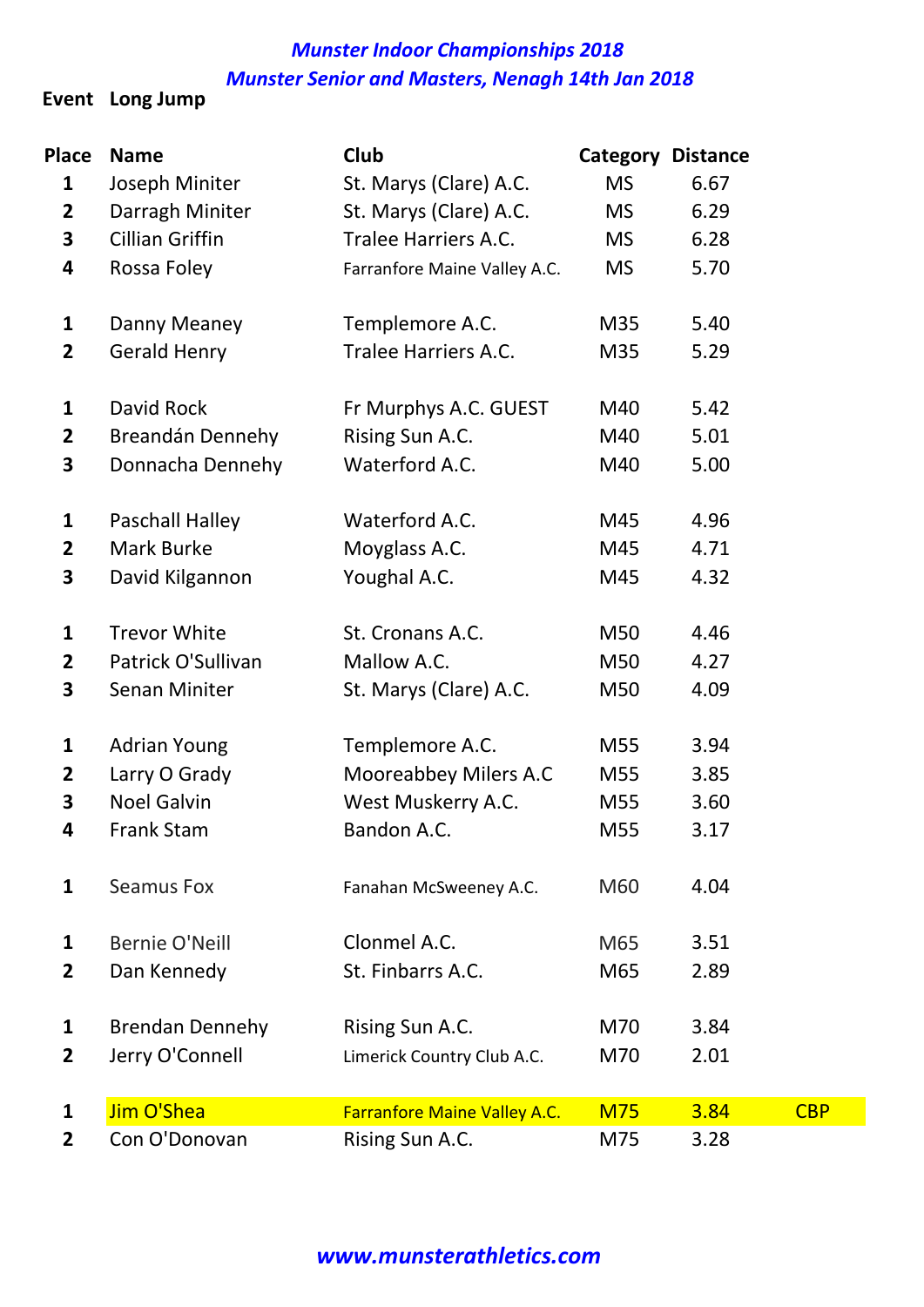*Munster Indoor Championships 2018*

*Munster Senior and Masters, Nenagh 14th Jan 2018*

**Event Long Jump**

| Place | Name | Club | Category | Distance | |
|---|---|---|---|---|---|
| 1 | Joseph Miniter | St. Marys (Clare) A.C. | MS | 6.67 | |
| 2 | Darragh Miniter | St. Marys (Clare) A.C. | MS | 6.29 | |
| 3 | Cillian Griffin | Tralee Harriers A.C. | MS | 6.28 | |
| 4 | Rossa Foley | Farranfore Maine Valley A.C. | MS | 5.70 | |
| | | | | | |
| 1 | Danny Meaney | Templemore A.C. | M35 | 5.40 | |
| 2 | Gerald Henry | Tralee Harriers A.C. | M35 | 5.29 | |
| | | | | | |
| 1 | David Rock | Fr Murphys A.C. GUEST | M40 | 5.42 | |
| 2 | Breandán Dennehy | Rising Sun A.C. | M40 | 5.01 | |
| 3 | Donnacha Dennehy | Waterford A.C. | M40 | 5.00 | |
| | | | | | |
| 1 | Paschall Halley | Waterford A.C. | M45 | 4.96 | |
| 2 | Mark Burke | Moyglass A.C. | M45 | 4.71 | |
| 3 | David Kilgannon | Youghal A.C. | M45 | 4.32 | |
| | | | | | |
| 1 | Trevor White | St. Cronans A.C. | M50 | 4.46 | |
| 2 | Patrick O'Sullivan | Mallow A.C. | M50 | 4.27 | |
| 3 | Senan Miniter | St. Marys (Clare) A.C. | M50 | 4.09 | |
| | | | | | |
| 1 | Adrian Young | Templemore A.C. | M55 | 3.94 | |
| 2 | Larry O Grady | Mooreabbey Milers A.C | M55 | 3.85 | |
| 3 | Noel Galvin | West Muskerry A.C. | M55 | 3.60 | |
| 4 | Frank Stam | Bandon A.C. | M55 | 3.17 | |
| | | | | | |
| 1 | Seamus Fox | Fanahan McSweeney A.C. | M60 | 4.04 | |
| | | | | | |
| 1 | Bernie O'Neill | Clonmel A.C. | M65 | 3.51 | |
| 2 | Dan Kennedy | St. Finbarrs A.C. | M65 | 2.89 | |
| | | | | | |
| 1 | Brendan Dennehy | Rising Sun A.C. | M70 | 3.84 | |
| 2 | Jerry O'Connell | Limerick Country Club A.C. | M70 | 2.01 | |
| | | | | | |
| 1 | Jim O'Shea | Farranfore Maine Valley A.C. | M75 | 3.84 | CBP |
| 2 | Con O'Donovan | Rising Sun A.C. | M75 | 3.28 | |

***www.munsterathletics.com***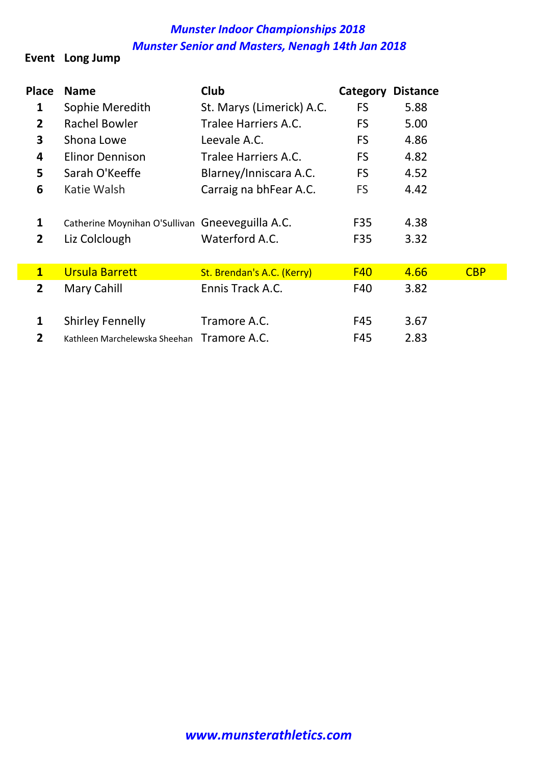## *Munster Indoor Championships 2018*

## *Munster Senior and Masters, Nenagh 14th Jan 2018*

**Event Long Jump**

| Place | Name | Club | Category | Distance | |
|---|---|---|---|---|---|
| 1 | Sophie Meredith | St. Marys (Limerick) A.C. | FS | 5.88 | |
| 2 | Rachel Bowler | Tralee Harriers A.C. | FS | 5.00 | |
| 3 | Shona Lowe | Leevale A.C. | FS | 4.86 | |
| 4 | Elinor Dennison | Tralee Harriers A.C. | FS | 4.82 | |
| 5 | Sarah O'Keeffe | Blarney/Inniscara A.C. | FS | 4.52 | |
| 6 | Katie Walsh | Carraig na bhFear A.C. | FS | 4.42 | |
| | | | | | |
| 1 | Catherine Moynihan O'Sullivan | Gneeveguilla A.C. | F35 | 4.38 | |
| 2 | Liz Colclough | Waterford A.C. | F35 | 3.32 | |
| | | | | | |
| 1 | Ursula Barrett | St. Brendan's A.C. (Kerry) | F40 | 4.66 | CBP |
| 2 | Mary Cahill | Ennis Track A.C. | F40 | 3.82 | |
| | | | | | |
| 1 | Shirley Fennelly | Tramore A.C. | F45 | 3.67 | |
| 2 | Kathleen Marchelewska Sheehan | Tramore A.C. | F45 | 2.83 | |

*www.munsterathletics.com*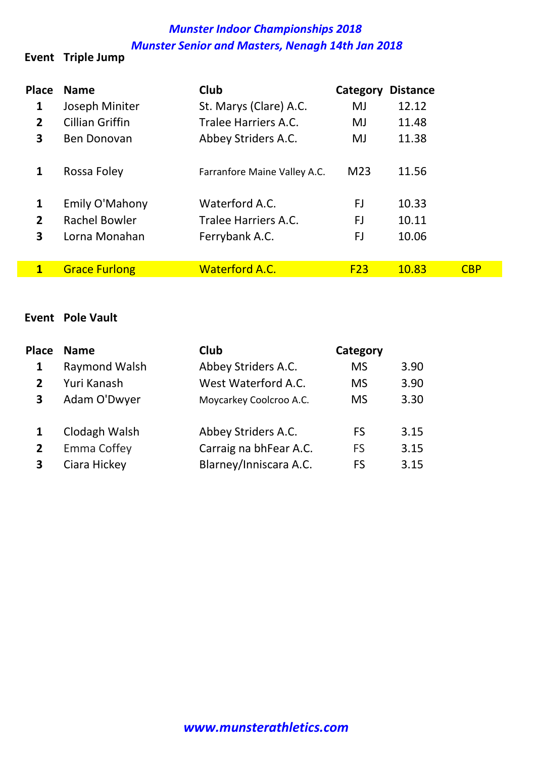*Munster Indoor Championships 2018*

*Munster Senior and Masters, Nenagh 14th Jan 2018*

**Event Triple Jump**

| Place | Name | Club | Category | Distance | |
|---|---|---|---|---|---|
| 1 | Joseph Miniter | St. Marys (Clare) A.C. | MJ | 12.12 | |
| 2 | Cillian Griffin | Tralee Harriers A.C. | MJ | 11.48 | |
| 3 | Ben Donovan | Abbey Striders A.C. | MJ | 11.38 | |
| | | | | | |
| 1 | Rossa Foley | Farranfore Maine Valley A.C. | M23 | 11.56 | |
| | | | | | |
| 1 | Emily O'Mahony | Waterford A.C. | FJ | 10.33 | |
| 2 | Rachel Bowler | Tralee Harriers A.C. | FJ | 10.11 | |
| 3 | Lorna Monahan | Ferrybank A.C. | FJ | 10.06 | |
| | | | | | |
| 1 | Grace Furlong | Waterford A.C. | F23 | 10.83 | CBP |

**Event Pole Vault**

| Place | Name | Club | Category | |
|---|---|---|---|---|
| 1 | Raymond Walsh | Abbey Striders A.C. | MS | 3.90 |
| 2 | Yuri Kanash | West Waterford A.C. | MS | 3.90 |
| 3 | Adam O'Dwyer | Moycarkey Coolcroo A.C. | MS | 3.30 |
| | | | | |
| 1 | Clodagh Walsh | Abbey Striders A.C. | FS | 3.15 |
| 2 | Emma Coffey | Carraig na bhFear A.C. | FS | 3.15 |
| 3 | Ciara Hickey | Blarney/Inniscara A.C. | FS | 3.15 |

*www.munsterathletics.com*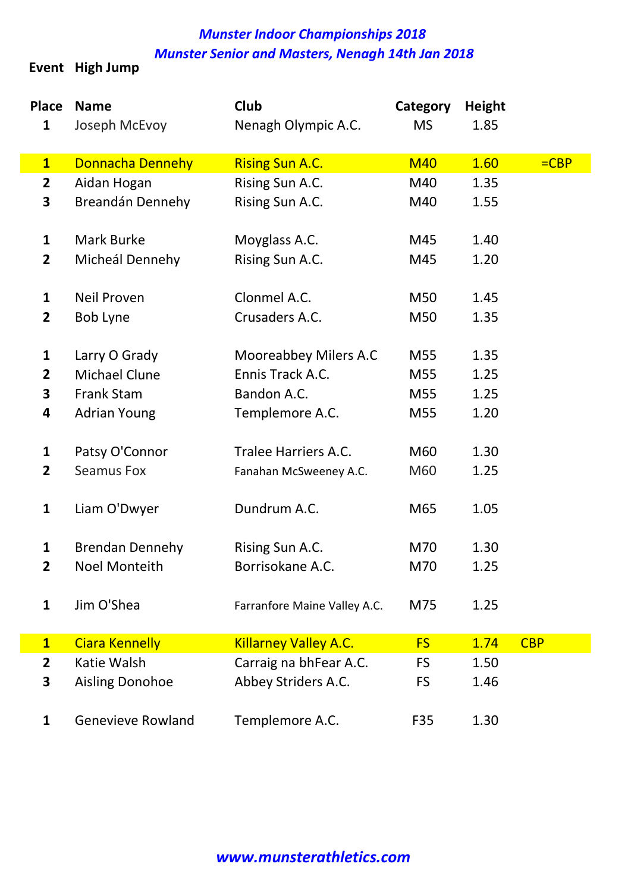*Munster Indoor Championships 2018*

*Munster Senior and Masters, Nenagh 14th Jan 2018*

**Event** **High Jump**

| Place | Name | Club | Category | Height | |
|---|---|---|---|---|---|
| 1 | Joseph McEvoy | Nenagh Olympic A.C. | MS | 1.85 | |
| | | | | | |
| 1 | Donnacha Dennehy | Rising Sun A.C. | M40 | 1.60 | =CBP |
| 2 | Aidan Hogan | Rising Sun A.C. | M40 | 1.35 | |
| 3 | Breandán Dennehy | Rising Sun A.C. | M40 | 1.55 | |
| | | | | | |
| 1 | Mark Burke | Moyglass A.C. | M45 | 1.40 | |
| 2 | Micheál Dennehy | Rising Sun A.C. | M45 | 1.20 | |
| | | | | | |
| 1 | Neil Proven | Clonmel A.C. | M50 | 1.45 | |
| 2 | Bob Lyne | Crusaders A.C. | M50 | 1.35 | |
| | | | | | |
| 1 | Larry O Grady | Mooreabbey Milers A.C | M55 | 1.35 | |
| 2 | Michael Clune | Ennis Track A.C. | M55 | 1.25 | |
| 3 | Frank Stam | Bandon A.C. | M55 | 1.25 | |
| 4 | Adrian Young | Templemore A.C. | M55 | 1.20 | |
| | | | | | |
| 1 | Patsy O'Connor | Tralee Harriers A.C. | M60 | 1.30 | |
| 2 | Seamus Fox | Fanahan McSweeney A.C. | M60 | 1.25 | |
| | | | | | |
| 1 | Liam O'Dwyer | Dundrum A.C. | M65 | 1.05 | |
| | | | | | |
| 1 | Brendan Dennehy | Rising Sun A.C. | M70 | 1.30 | |
| 2 | Noel Monteith | Borrisokane A.C. | M70 | 1.25 | |
| | | | | | |
| 1 | Jim O'Shea | Farranfore Maine Valley A.C. | M75 | 1.25 | |
| | | | | | |
| 1 | Ciara Kennelly | Killarney Valley A.C. | FS | 1.74 | CBP |
| 2 | Katie Walsh | Carraig na bhFear A.C. | FS | 1.50 | |
| 3 | Aisling Donohoe | Abbey Striders A.C. | FS | 1.46 | |
| | | | | | |
| 1 | Genevieve Rowland | Templemore A.C. | F35 | 1.30 | |

*www.munsterathletics.com*